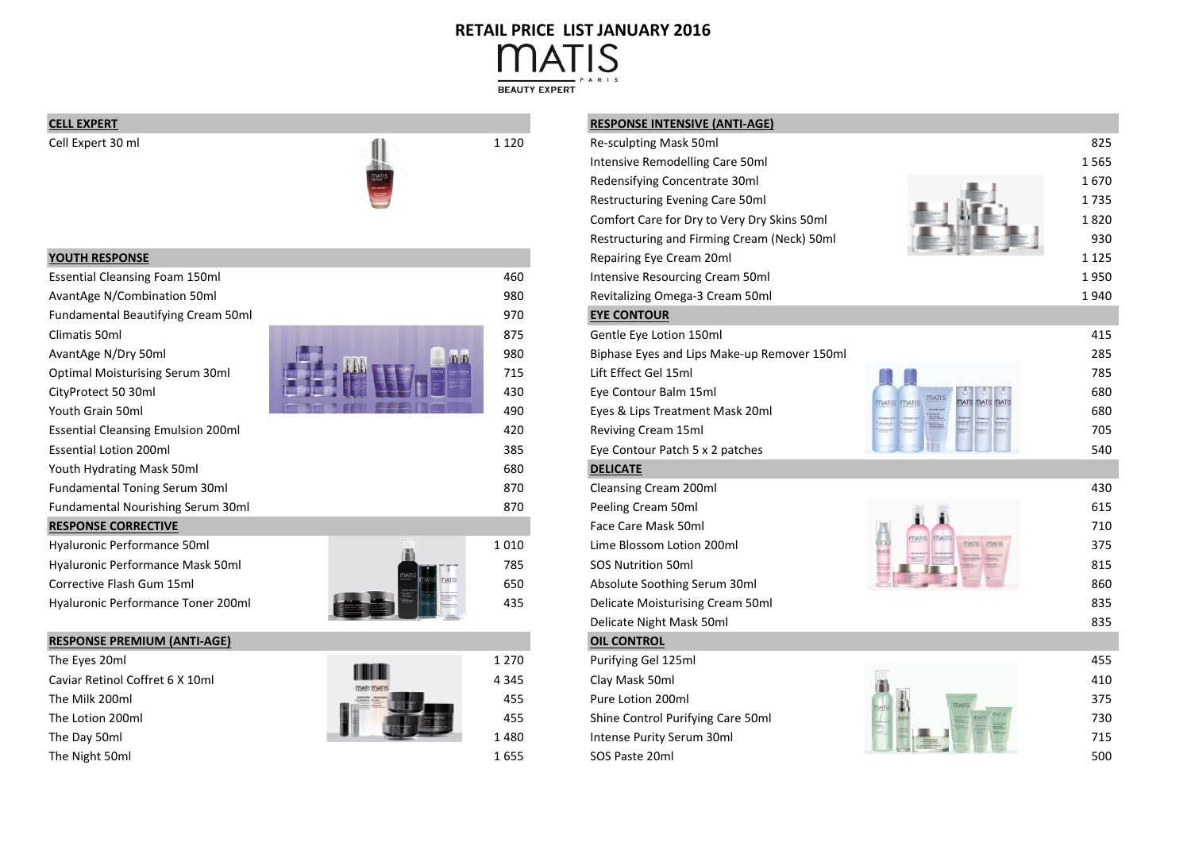# RETAIL PRICE LIST JANUARY 2016

MATIS PARIS

BEAUTY EXPERT

| CELL EXPERT | |
|---|---|
| Cell Expert 30 ml | 1 120 |

| YOUTH RESPONSE | |
|---|---|
| Essential Cleansing Foam 150ml | 460 |
| AvantAge N/Combination 50ml | 980 |
| Fundamental Beautifying Cream 50ml | 970 |
| Climatis 50ml | 875 |
| AvantAge N/Dry 50ml | 980 |
| Optimal Moisturising Serum 30ml | 715 |
| CityProtect 50 30ml | 430 |
| Youth Grain 50ml | 490 |
| Essential Cleansing Emulsion 200ml | 420 |
| Essential Lotion 200ml | 385 |
| Youth Hydrating Mask 50ml | 680 |
| Fundamental Toning Serum 30ml | 870 |
| Fundamental Nourishing Serum 30ml | 870 |

| RESPONSE CORRECTIVE | |
|---|---|
| Hyaluronic Performance 50ml | 1 010 |
| Hyaluronic Performance Mask 50ml | 785 |
| Corrective Flash Gum 15ml | 650 |
| Hyaluronic Performance Toner 200ml | 435 |

| RESPONSE PREMIUM (ANTI-AGE) | |
|---|---|
| The Eyes 20ml | 1 270 |
| Caviar Retinol Coffret 6 X 10ml | 4 345 |
| The Milk 200ml | 455 |
| The Lotion 200ml | 455 |
| The Day 50ml | 1 480 |
| The Night 50ml | 1 655 |

| RESPONSE INTENSIVE (ANTI-AGE) | |
|---|---|
| Re-sculpting Mask 50ml | 825 |
| Intensive Remodelling Care 50ml | 1 565 |
| Redensifying Concentrate 30ml | 1 670 |
| Restructuring Evening Care 50ml | 1 735 |
| Comfort Care for Dry to Very Dry Skins 50ml | 1 820 |
| Restructuring and Firming Cream (Neck) 50ml | 930 |
| Repairing Eye Cream 20ml | 1 125 |
| Intensive Resourcing Cream 50ml | 1 950 |
| Revitalizing Omega-3 Cream 50ml | 1 940 |

| EYE CONTOUR | |
|---|---|
| Gentle Eye Lotion 150ml | 415 |
| Biphase Eyes and Lips Make-up Remover 150ml | 285 |
| Lift Effect Gel 15ml | 785 |
| Eye Contour Balm 15ml | 680 |
| Eyes & Lips Treatment Mask 20ml | 680 |
| Reviving Cream 15ml | 705 |
| Eye Contour Patch 5 x 2 patches | 540 |

| DELICATE | |
|---|---|
| Cleansing Cream 200ml | 430 |
| Peeling Cream 50ml | 615 |
| Face Care Mask 50ml | 710 |
| Lime Blossom Lotion 200ml | 375 |
| SOS Nutrition 50ml | 815 |
| Absolute Soothing Serum 30ml | 860 |
| Delicate Moisturising Cream 50ml | 835 |
| Delicate Night Mask 50ml | 835 |

| OIL CONTROL | |
|---|---|
| Purifying Gel 125ml | 455 |
| Clay Mask 50ml | 410 |
| Pure Lotion 200ml | 375 |
| Shine Control Purifying Care 50ml | 730 |
| Intense Purity Serum 30ml | 715 |
| SOS Paste 20ml | 500 |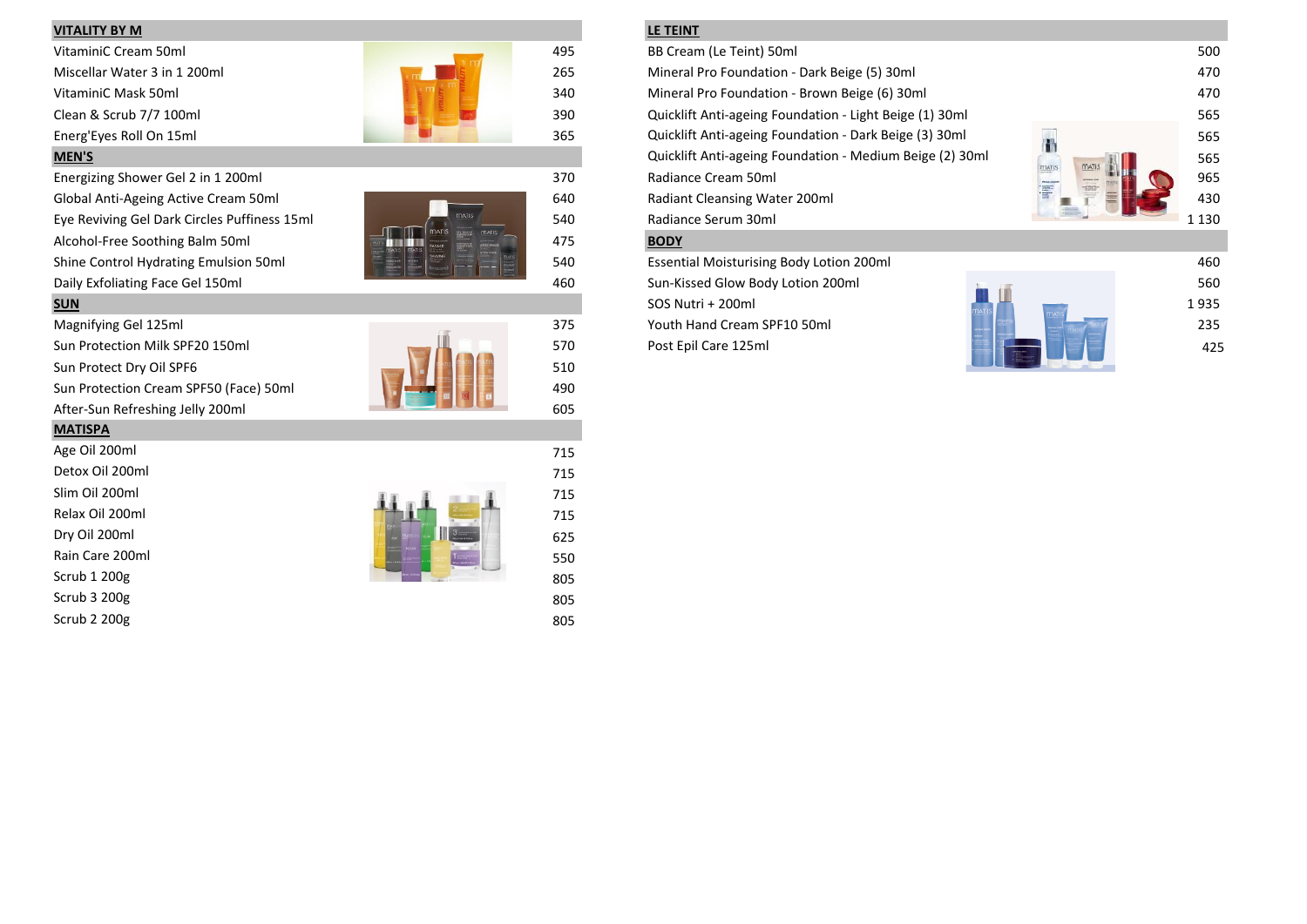| VITALITY BY M | |
| --- | --- |
| VitaminiC Cream 50ml | 495 |
| Miscellar Water 3 in 1 200ml | 265 |
| VitaminiC Mask 50ml | 340 |
| Clean & Scrub 7/7 100ml | 390 |
| Energ'Eyes Roll On 15ml | 365 |

| MEN'S | |
| --- | --- |
| Energizing Shower Gel 2 in 1 200ml | 370 |
| Global Anti-Ageing Active Cream 50ml | 640 |
| Eye Reviving Gel Dark Circles Puffiness 15ml | 540 |
| Alcohol-Free Soothing Balm 50ml | 475 |
| Shine Control Hydrating Emulsion 50ml | 540 |
| Daily Exfoliating Face Gel 150ml | 460 |

| SUN | |
| --- | --- |
| Magnifying Gel 125ml | 375 |
| Sun Protection Milk SPF20 150ml | 570 |
| Sun Protect Dry Oil SPF6 | 510 |
| Sun Protection Cream SPF50 (Face) 50ml | 490 |
| After-Sun Refreshing Jelly 200ml | 605 |

| MATISPA | |
| --- | --- |
| Age Oil 200ml | 715 |
| Detox Oil 200ml | 715 |
| Slim Oil 200ml | 715 |
| Relax Oil 200ml | 715 |
| Dry Oil 200ml | 625 |
| Rain Care 200ml | 550 |
| Scrub 1 200g | 805 |
| Scrub 3 200g | 805 |
| Scrub 2 200g | 805 |

| LE TEINT | |
| --- | --- |
| BB Cream (Le Teint) 50ml | 500 |
| Mineral Pro Foundation - Dark Beige (5) 30ml | 470 |
| Mineral Pro Foundation - Brown Beige (6) 30ml | 470 |
| Quicklift Anti-ageing Foundation - Light Beige (1) 30ml | 565 |
| Quicklift Anti-ageing Foundation - Dark Beige (3) 30ml | 565 |
| Quicklift Anti-ageing Foundation - Medium Beige (2) 30ml | 565 |
| Radiance Cream 50ml | 965 |
| Radiant Cleansing Water 200ml | 430 |
| Radiance Serum 30ml | 1 130 |

| BODY | |
| --- | --- |
| Essential Moisturising Body Lotion 200ml | 460 |
| Sun-Kissed Glow Body Lotion 200ml | 560 |
| SOS Nutri + 200ml | 1 935 |
| Youth Hand Cream SPF10 50ml | 235 |
| Post Epil Care 125ml | 425 |